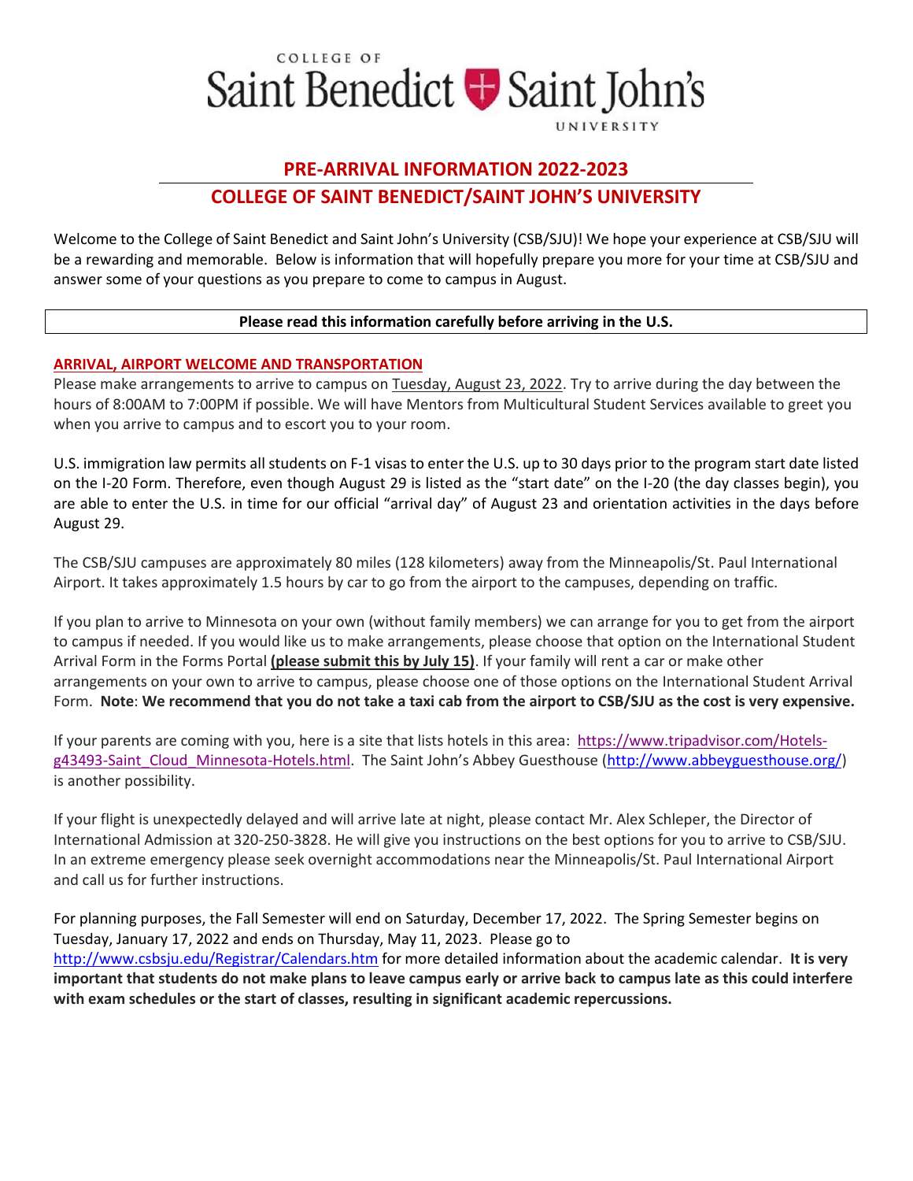COLLEGE OF Saint Benedict Saint John's UNIVERSITY

# PRE-ARRIVAL INFORMATION 2022-2023

## COLLEGE OF SAINT BENEDICT/SAINT JOHN'S UNIVERSITY

Welcome to the College of Saint Benedict and Saint John's University (CSB/SJU)! We hope your experience at CSB/SJU will be a rewarding and memorable. Below is information that will hopefully prepare you more for your time at CSB/SJU and answer some of your questions as you prepare to come to campus in August.

**Please read this information carefully before arriving in the U.S.**

### ARRIVAL, AIRPORT WELCOME AND TRANSPORTATION

Please make arrangements to arrive to campus on Tuesday, August 23, 2022. Try to arrive during the day between the hours of 8:00AM to 7:00PM if possible. We will have Mentors from Multicultural Student Services available to greet you when you arrive to campus and to escort you to your room.

U.S. immigration law permits all students on F-1 visas to enter the U.S. up to 30 days prior to the program start date listed on the I-20 Form. Therefore, even though August 29 is listed as the "start date" on the I-20 (the day classes begin), you are able to enter the U.S. in time for our official "arrival day" of August 23 and orientation activities in the days before August 29.

The CSB/SJU campuses are approximately 80 miles (128 kilometers) away from the Minneapolis/St. Paul International Airport. It takes approximately 1.5 hours by car to go from the airport to the campuses, depending on traffic.

If you plan to arrive to Minnesota on your own (without family members) we can arrange for you to get from the airport to campus if needed. If you would like us to make arrangements, please choose that option on the International Student Arrival Form in the Forms Portal **(please submit this by July 15)**. If your family will rent a car or make other arrangements on your own to arrive to campus, please choose one of those options on the International Student Arrival Form. **Note**: **We recommend that you do not take a taxi cab from the airport to CSB/SJU as the cost is very expensive.**

If your parents are coming with you, here is a site that lists hotels in this area: https://www.tripadvisor.com/Hotels-g43493-Saint_Cloud_Minnesota-Hotels.html. The Saint John's Abbey Guesthouse (http://www.abbeyguesthouse.org/) is another possibility.

If your flight is unexpectedly delayed and will arrive late at night, please contact Mr. Alex Schleper, the Director of International Admission at 320-250-3828. He will give you instructions on the best options for you to arrive to CSB/SJU. In an extreme emergency please seek overnight accommodations near the Minneapolis/St. Paul International Airport and call us for further instructions.

For planning purposes, the Fall Semester will end on Saturday, December 17, 2022. The Spring Semester begins on Tuesday, January 17, 2022 and ends on Thursday, May 11, 2023. Please go to http://www.csbsju.edu/Registrar/Calendars.htm for more detailed information about the academic calendar. **It is very important that students do not make plans to leave campus early or arrive back to campus late as this could interfere with exam schedules or the start of classes, resulting in significant academic repercussions.**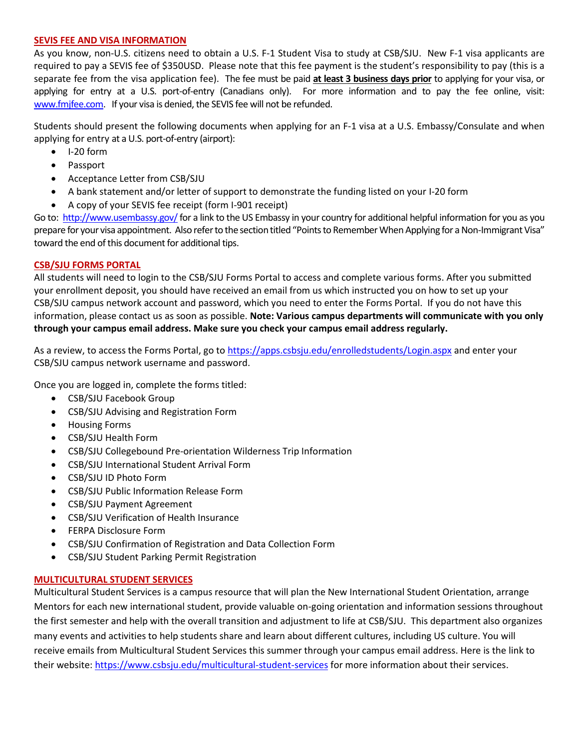## SEVIS FEE AND VISA INFORMATION

As you know, non-U.S. citizens need to obtain a U.S. F-1 Student Visa to study at CSB/SJU. New F-1 visa applicants are required to pay a SEVIS fee of $350USD. Please note that this fee payment is the student's responsibility to pay (this is a separate fee from the visa application fee). The fee must be paid **at least 3 business days prior** to applying for your visa, or applying for entry at a U.S. port-of-entry (Canadians only). For more information and to pay the fee online, visit: [www.fmjfee.com](http://www.fmjfee.com). If your visa is denied, the SEVIS fee will not be refunded.

Students should present the following documents when applying for an F-1 visa at a U.S. Embassy/Consulate and when applying for entry at a U.S. port-of-entry (airport):

- I-20 form
- Passport
- Acceptance Letter from CSB/SJU
- A bank statement and/or letter of support to demonstrate the funding listed on your I-20 form
- A copy of your SEVIS fee receipt (form I-901 receipt)

Go to: [http://www.usembassy.gov/](http://www.usembassy.gov/) for a link to the US Embassy in your country for additional helpful information for you as you prepare for your visa appointment. Also refer to the section titled "Points to Remember When Applying for a Non-Immigrant Visa" toward the end of this document for additional tips.

## CSB/SJU FORMS PORTAL

All students will need to login to the CSB/SJU Forms Portal to access and complete various forms. After you submitted your enrollment deposit, you should have received an email from us which instructed you on how to set up your CSB/SJU campus network account and password, which you need to enter the Forms Portal. If you do not have this information, please contact us as soon as possible. **Note: Various campus departments will communicate with you only through your campus email address. Make sure you check your campus email address regularly.**

As a review, to access the Forms Portal, go to [https://apps.csbsju.edu/enrolledstudents/Login.aspx](https://apps.csbsju.edu/enrolledstudents/Login.aspx) and enter your CSB/SJU campus network username and password.

Once you are logged in, complete the forms titled:

- CSB/SJU Facebook Group
- CSB/SJU Advising and Registration Form
- Housing Forms
- CSB/SJU Health Form
- CSB/SJU Collegebound Pre-orientation Wilderness Trip Information
- CSB/SJU International Student Arrival Form
- CSB/SJU ID Photo Form
- CSB/SJU Public Information Release Form
- CSB/SJU Payment Agreement
- CSB/SJU Verification of Health Insurance
- FERPA Disclosure Form
- CSB/SJU Confirmation of Registration and Data Collection Form
- CSB/SJU Student Parking Permit Registration

## MULTICULTURAL STUDENT SERVICES

Multicultural Student Services is a campus resource that will plan the New International Student Orientation, arrange Mentors for each new international student, provide valuable on-going orientation and information sessions throughout the first semester and help with the overall transition and adjustment to life at CSB/SJU. This department also organizes many events and activities to help students share and learn about different cultures, including US culture. You will receive emails from Multicultural Student Services this summer through your campus email address. Here is the link to their website: [https://www.csbsju.edu/multicultural-student-services](https://www.csbsju.edu/multicultural-student-services) for more information about their services.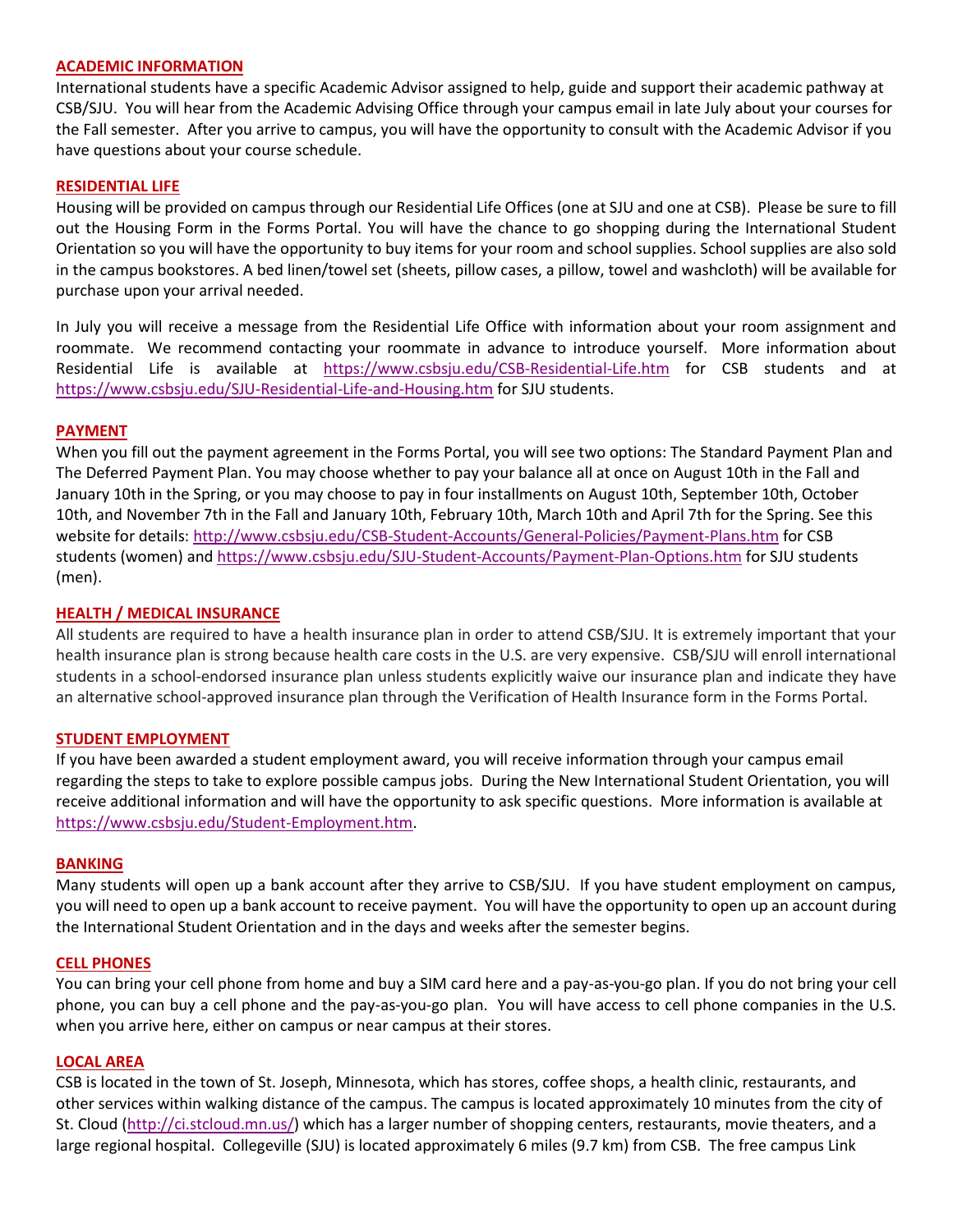## ACADEMIC INFORMATION

International students have a specific Academic Advisor assigned to help, guide and support their academic pathway at CSB/SJU. You will hear from the Academic Advising Office through your campus email in late July about your courses for the Fall semester. After you arrive to campus, you will have the opportunity to consult with the Academic Advisor if you have questions about your course schedule.

## RESIDENTIAL LIFE

Housing will be provided on campus through our Residential Life Offices (one at SJU and one at CSB). Please be sure to fill out the Housing Form in the Forms Portal. You will have the chance to go shopping during the International Student Orientation so you will have the opportunity to buy items for your room and school supplies. School supplies are also sold in the campus bookstores. A bed linen/towel set (sheets, pillow cases, a pillow, towel and washcloth) will be available for purchase upon your arrival needed.

In July you will receive a message from the Residential Life Office with information about your room assignment and roommate. We recommend contacting your roommate in advance to introduce yourself. More information about Residential Life is available at [https://www.csbsju.edu/CSB-Residential-Life.htm](https://www.csbsju.edu/CSB-Residential-Life.htm) for CSB students and at [https://www.csbsju.edu/SJU-Residential-Life-and-Housing.htm](https://www.csbsju.edu/SJU-Residential-Life-and-Housing.htm) for SJU students.

## PAYMENT

When you fill out the payment agreement in the Forms Portal, you will see two options: The Standard Payment Plan and The Deferred Payment Plan. You may choose whether to pay your balance all at once on August 10th in the Fall and January 10th in the Spring, or you may choose to pay in four installments on August 10th, September 10th, October 10th, and November 7th in the Fall and January 10th, February 10th, March 10th and April 7th for the Spring. See this website for details: [http://www.csbsju.edu/CSB-Student-Accounts/General-Policies/Payment-Plans.htm](http://www.csbsju.edu/CSB-Student-Accounts/General-Policies/Payment-Plans.htm) for CSB students (women) and [https://www.csbsju.edu/SJU-Student-Accounts/Payment-Plan-Options.htm](https://www.csbsju.edu/SJU-Student-Accounts/Payment-Plan-Options.htm) for SJU students (men).

## HEALTH / MEDICAL INSURANCE

All students are required to have a health insurance plan in order to attend CSB/SJU. It is extremely important that your health insurance plan is strong because health care costs in the U.S. are very expensive. CSB/SJU will enroll international students in a school-endorsed insurance plan unless students explicitly waive our insurance plan and indicate they have an alternative school-approved insurance plan through the Verification of Health Insurance form in the Forms Portal.

## STUDENT EMPLOYMENT

If you have been awarded a student employment award, you will receive information through your campus email regarding the steps to take to explore possible campus jobs. During the New International Student Orientation, you will receive additional information and will have the opportunity to ask specific questions. More information is available at [https://www.csbsju.edu/Student-Employment.htm](https://www.csbsju.edu/Student-Employment.htm).

## BANKING

Many students will open up a bank account after they arrive to CSB/SJU. If you have student employment on campus, you will need to open up a bank account to receive payment. You will have the opportunity to open up an account during the International Student Orientation and in the days and weeks after the semester begins.

## CELL PHONES

You can bring your cell phone from home and buy a SIM card here and a pay-as-you-go plan. If you do not bring your cell phone, you can buy a cell phone and the pay-as-you-go plan. You will have access to cell phone companies in the U.S. when you arrive here, either on campus or near campus at their stores.

## LOCAL AREA

CSB is located in the town of St. Joseph, Minnesota, which has stores, coffee shops, a health clinic, restaurants, and other services within walking distance of the campus. The campus is located approximately 10 minutes from the city of St. Cloud ([http://ci.stcloud.mn.us/](http://ci.stcloud.mn.us/)) which has a larger number of shopping centers, restaurants, movie theaters, and a large regional hospital. Collegeville (SJU) is located approximately 6 miles (9.7 km) from CSB. The free campus Link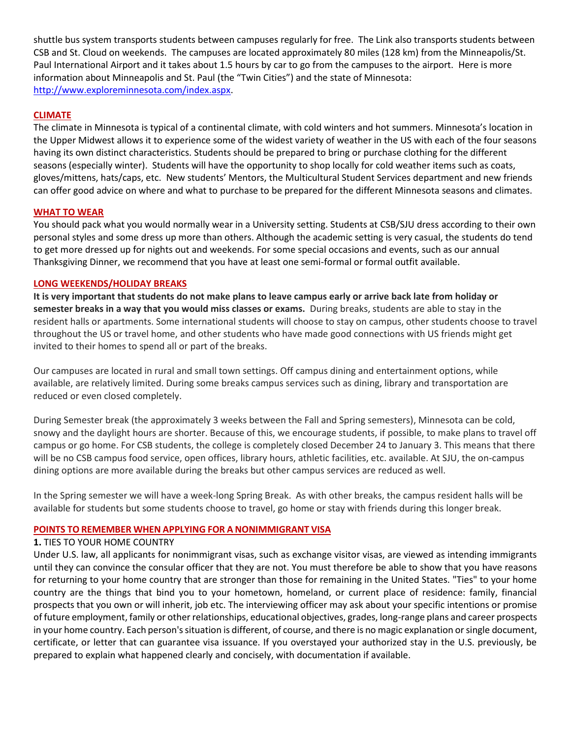shuttle bus system transports students between campuses regularly for free. The Link also transports students between CSB and St. Cloud on weekends. The campuses are located approximately 80 miles (128 km) from the Minneapolis/St. Paul International Airport and it takes about 1.5 hours by car to go from the campuses to the airport. Here is more information about Minneapolis and St. Paul (the "Twin Cities") and the state of Minnesota: http://www.exploreminnesota.com/index.aspx.

## CLIMATE

The climate in Minnesota is typical of a continental climate, with cold winters and hot summers. Minnesota's location in the Upper Midwest allows it to experience some of the widest variety of weather in the US with each of the four seasons having its own distinct characteristics. Students should be prepared to bring or purchase clothing for the different seasons (especially winter). Students will have the opportunity to shop locally for cold weather items such as coats, gloves/mittens, hats/caps, etc. New students' Mentors, the Multicultural Student Services department and new friends can offer good advice on where and what to purchase to be prepared for the different Minnesota seasons and climates.

## WHAT TO WEAR

You should pack what you would normally wear in a University setting. Students at CSB/SJU dress according to their own personal styles and some dress up more than others. Although the academic setting is very casual, the students do tend to get more dressed up for nights out and weekends. For some special occasions and events, such as our annual Thanksgiving Dinner, we recommend that you have at least one semi-formal or formal outfit available.

## LONG WEEKENDS/HOLIDAY BREAKS

**It is very important that students do not make plans to leave campus early or arrive back late from holiday or semester breaks in a way that you would miss classes or exams.** During breaks, students are able to stay in the resident halls or apartments. Some international students will choose to stay on campus, other students choose to travel throughout the US or travel home, and other students who have made good connections with US friends might get invited to their homes to spend all or part of the breaks.

Our campuses are located in rural and small town settings. Off campus dining and entertainment options, while available, are relatively limited. During some breaks campus services such as dining, library and transportation are reduced or even closed completely.

During Semester break (the approximately 3 weeks between the Fall and Spring semesters), Minnesota can be cold, snowy and the daylight hours are shorter. Because of this, we encourage students, if possible, to make plans to travel off campus or go home. For CSB students, the college is completely closed December 24 to January 3. This means that there will be no CSB campus food service, open offices, library hours, athletic facilities, etc. available. At SJU, the on-campus dining options are more available during the breaks but other campus services are reduced as well.

In the Spring semester we will have a week-long Spring Break. As with other breaks, the campus resident halls will be available for students but some students choose to travel, go home or stay with friends during this longer break.

## POINTS TO REMEMBER WHEN APPLYING FOR A NONIMMIGRANT VISA

**1.** TIES TO YOUR HOME COUNTRY

Under U.S. law, all applicants for nonimmigrant visas, such as exchange visitor visas, are viewed as intending immigrants until they can convince the consular officer that they are not. You must therefore be able to show that you have reasons for returning to your home country that are stronger than those for remaining in the United States. "Ties" to your home country are the things that bind you to your hometown, homeland, or current place of residence: family, financial prospects that you own or will inherit, job etc. The interviewing officer may ask about your specific intentions or promise of future employment, family or other relationships, educational objectives, grades, long-range plans and career prospects in your home country. Each person's situation is different, of course, and there is no magic explanation or single document, certificate, or letter that can guarantee visa issuance. If you overstayed your authorized stay in the U.S. previously, be prepared to explain what happened clearly and concisely, with documentation if available.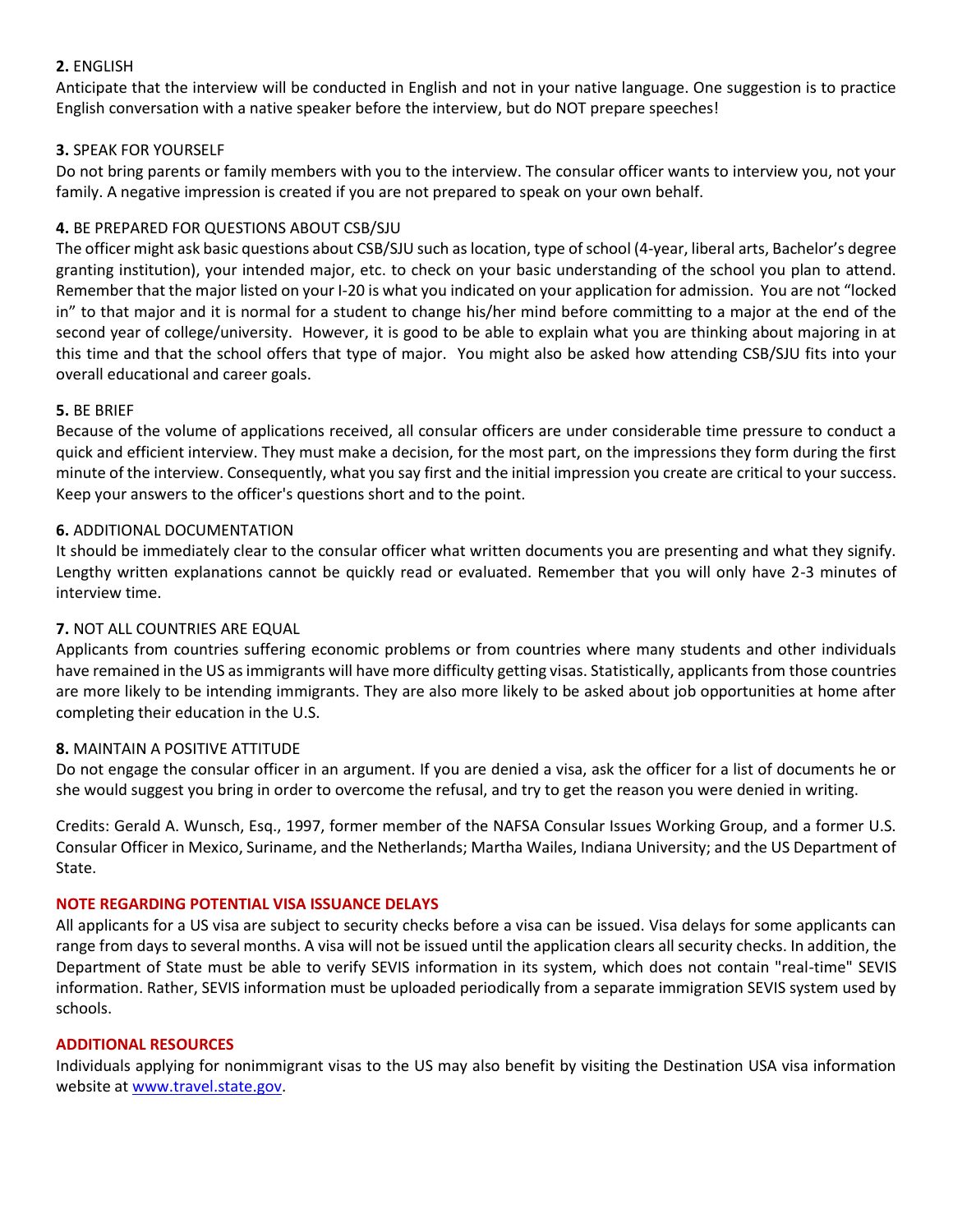**2.** ENGLISH

Anticipate that the interview will be conducted in English and not in your native language. One suggestion is to practice English conversation with a native speaker before the interview, but do NOT prepare speeches!

**3.** SPEAK FOR YOURSELF

Do not bring parents or family members with you to the interview. The consular officer wants to interview you, not your family. A negative impression is created if you are not prepared to speak on your own behalf.

**4.** BE PREPARED FOR QUESTIONS ABOUT CSB/SJU

The officer might ask basic questions about CSB/SJU such as location, type of school (4-year, liberal arts, Bachelor's degree granting institution), your intended major, etc. to check on your basic understanding of the school you plan to attend. Remember that the major listed on your I-20 is what you indicated on your application for admission. You are not "locked in" to that major and it is normal for a student to change his/her mind before committing to a major at the end of the second year of college/university. However, it is good to be able to explain what you are thinking about majoring in at this time and that the school offers that type of major. You might also be asked how attending CSB/SJU fits into your overall educational and career goals.

**5.** BE BRIEF

Because of the volume of applications received, all consular officers are under considerable time pressure to conduct a quick and efficient interview. They must make a decision, for the most part, on the impressions they form during the first minute of the interview. Consequently, what you say first and the initial impression you create are critical to your success. Keep your answers to the officer's questions short and to the point.

**6.** ADDITIONAL DOCUMENTATION

It should be immediately clear to the consular officer what written documents you are presenting and what they signify. Lengthy written explanations cannot be quickly read or evaluated. Remember that you will only have 2-3 minutes of interview time.

**7.** NOT ALL COUNTRIES ARE EQUAL

Applicants from countries suffering economic problems or from countries where many students and other individuals have remained in the US as immigrants will have more difficulty getting visas. Statistically, applicants from those countries are more likely to be intending immigrants. They are also more likely to be asked about job opportunities at home after completing their education in the U.S.

**8.** MAINTAIN A POSITIVE ATTITUDE

Do not engage the consular officer in an argument. If you are denied a visa, ask the officer for a list of documents he or she would suggest you bring in order to overcome the refusal, and try to get the reason you were denied in writing.

Credits: Gerald A. Wunsch, Esq., 1997, former member of the NAFSA Consular Issues Working Group, and a former U.S. Consular Officer in Mexico, Suriname, and the Netherlands; Martha Wailes, Indiana University; and the US Department of State.

**NOTE REGARDING POTENTIAL VISA ISSUANCE DELAYS**

All applicants for a US visa are subject to security checks before a visa can be issued. Visa delays for some applicants can range from days to several months. A visa will not be issued until the application clears all security checks. In addition, the Department of State must be able to verify SEVIS information in its system, which does not contain "real-time" SEVIS information. Rather, SEVIS information must be uploaded periodically from a separate immigration SEVIS system used by schools.

**ADDITIONAL RESOURCES**

Individuals applying for nonimmigrant visas to the US may also benefit by visiting the Destination USA visa information website at [www.travel.state.gov](http://www.travel.state.gov).